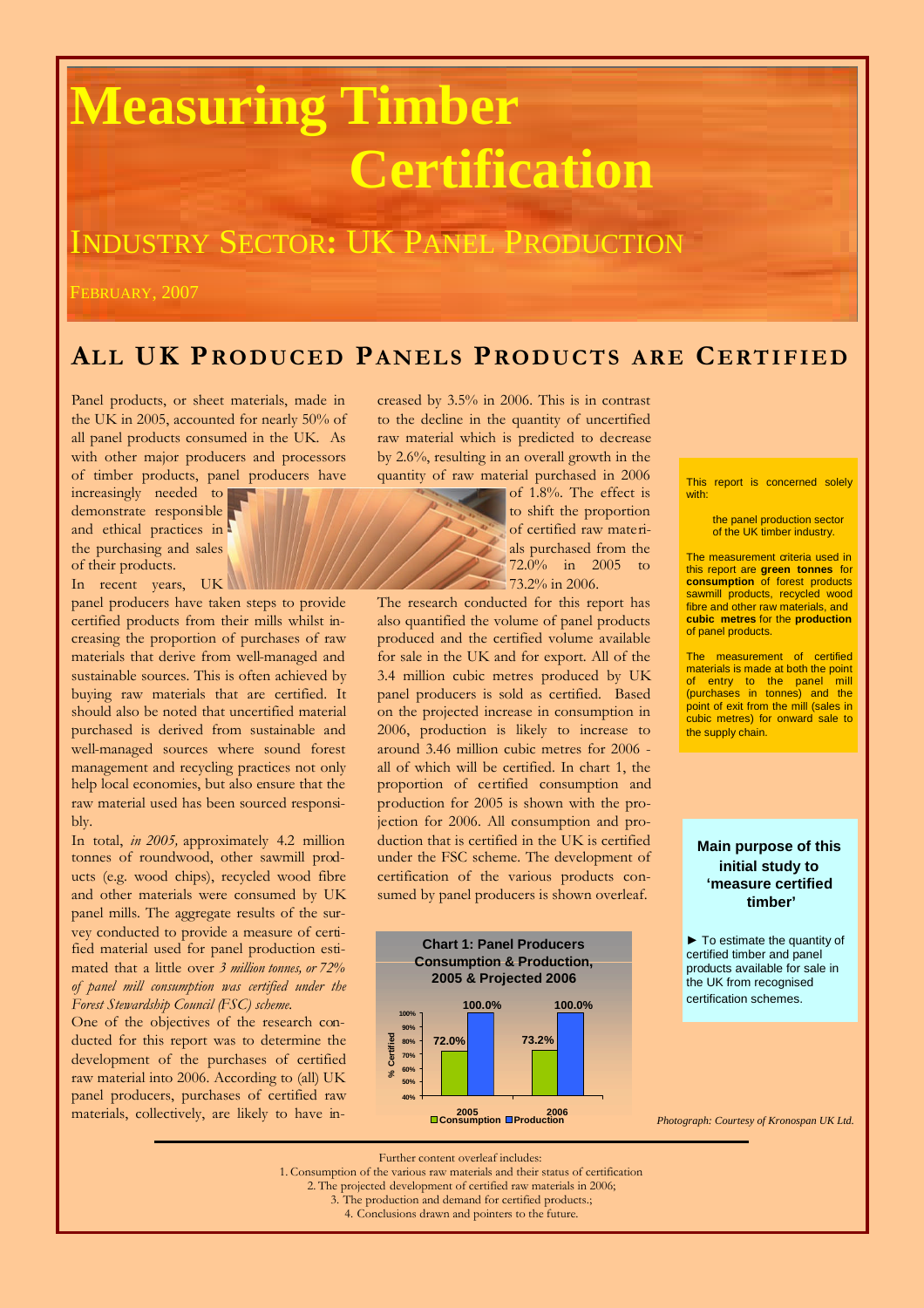# Measuring Timber Certification

## INDUSTRY SECTOR: UK PANEL PRODUCTION

FEBRUARY, 2007

## ALL UK PRODUCED PANELS PRODUCTS ARE CERTIFIED

Panel products, or sheet materials, made in the UK in 2005, accounted for nearly 50% of all panel products consumed in the UK. As with other major producers and processors of timber products, panel producers have increasingly needed to demonstrate responsible and ethical practices in the purchasing and sales of their products.

In recent years, UK panel producers have taken steps to provide certified products from their mills whilst increasing the proportion of purchases of raw materials that derive from well-managed and sustainable sources. This is often achieved by buying raw materials that are certified. It should also be noted that uncertified material purchased is derived from sustainable and well-managed sources where sound forest management and recycling practices not only help local economies, but also ensure that the raw material used has been sourced responsibly.

In total, *in 2005,* approximately 4.2 million tonnes of roundwood, other sawmill products (e.g. wood chips), recycled wood fibre and other materials were consumed by UK panel mills. The aggregate results of the survey conducted to provide a measure of certified material used for panel production estimated that a little over *3 million tonnes, or 72% of panel mill consumption was certified under the Forest Stewardship Council (FSC) scheme.*

One of the objectives of the research conducted for this report was to determine the development of the purchases of certified raw material into 2006. According to (all) UK panel producers, purchases of certified raw materials, collectively, are likely to have increased by 3.5% in 2006. This is in contrast to the decline in the quantity of uncertified raw material which is predicted to decrease by 2.6%, resulting in an overall growth in the quantity of raw material purchased in 2006 of 1.8%. The effect is to shift the proportion of certified raw materials purchased from the 72.0% in 2005 to 73.2% in 2006.

The research conducted for this report has also quantified the volume of panel products produced and the certified volume available for sale in the UK and for export. All of the 3.4 million cubic metres produced by UK panel producers is sold as certified. Based on the projected increase in consumption in 2006, production is likely to increase to around 3.46 million cubic metres for 2006 - all of which will be certified. In chart 1, the proportion of certified consumption and production for 2005 is shown with the projection for 2006. All consumption and production that is certified in the UK is certified under the FSC scheme. The development of certification of the various products consumed by panel producers is shown overleaf.

**Chart 1: Panel Producers Consumption & Production, 2005 & Projected 2006**

| Year | Consumption (% Certified) | Production (% Certified) |
|---|---|---|
| 2005 | 72.0% | 100.0% |
| 2006 | 73.2% | 100.0% |

This report is concerned solely with:

> the panel production sector of the UK timber industry.

The measurement criteria used in this report are **green tonnes** for **consumption** of forest products sawmill products, recycled wood fibre and other raw materials, and **cubic metres** for the **production** of panel products.

The measurement of certified materials is made at both the point of entry to the panel mill (purchases in tonnes) and the point of exit from the mill (sales in cubic metres) for onward sale to the supply chain.

**Main purpose of this initial study to 'measure certified timber'**

► To estimate the quantity of certified timber and panel products available for sale in the UK from recognised certification schemes.

*Photograph: Courtesy of Kronospan UK Ltd.*

Further content overleaf includes:

1. Consumption of the various raw materials and their status of certification
2. The projected development of certified raw materials in 2006;
3. The production and demand for certified products.;
4. Conclusions drawn and pointers to the future.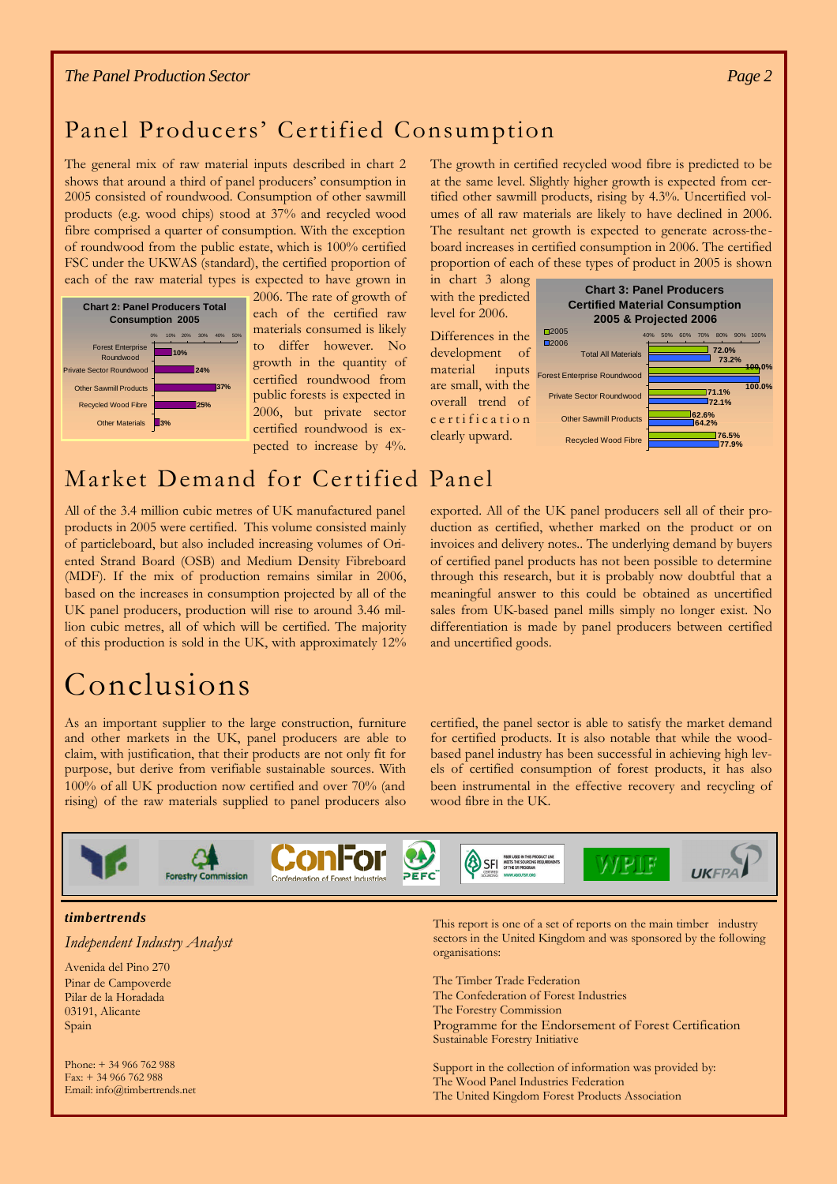## Panel Producers' Certified Consumption

The general mix of raw material inputs described in chart 2 shows that around a third of panel producers' consumption in 2005 consisted of roundwood. Consumption of other sawmill products (e.g. wood chips) stood at 37% and recycled wood fibre comprised a quarter of consumption. With the exception of roundwood from the public estate, which is 100% certified FSC under the UKWAS (standard), the certified proportion of each of the raw material types is expected to have grown in 2006. The rate of growth of each of the certified raw materials consumed is likely to differ however. No growth in the quantity of certified roundwood from public forests is expected in 2006, but private sector certified roundwood is expected to increase by 4%.

**Chart 2: Panel Producers Total Consumption 2005**

0% 10% 20% 30% 40% 50%

Forest Enterprise Roundwood 10%
Private Sector Roundwood 24%
Other Sawmill Products 37%
Recycled Wood Fibre 25%
Other Materials 3%

The growth in certified recycled wood fibre is predicted to be at the same level. Slightly higher growth is expected from certified other sawmill products, rising by 4.3%. Uncertified volumes of all raw materials are likely to have declined in 2006. The resultant net growth is expected to generate across-the-board increases in certified consumption in 2006. The certified proportion of each of these types of product in 2005 is shown in chart 3 along with the predicted level for 2006.

Differences in the development of material inputs are small, with the overall trend of certification clearly upward.

**Chart 3: Panel Producers Certified Material Consumption 2005 & Projected 2006**

2005
2006

40% 50% 60% 70% 80% 90% 100%

Total All Materials 72.0% 73.2%
Forest Enterprise Roundwood 100.0% 100.0%
Private Sector Roundwood 71.1% 72.1%
Other Sawmill Products 62.6% 64.2%
Recycled Wood Fibre 76.5% 77.9%

## Market Demand for Certified Panel

All of the 3.4 million cubic metres of UK manufactured panel products in 2005 were certified. This volume consisted mainly of particleboard, but also included increasing volumes of Oriented Strand Board (OSB) and Medium Density Fibreboard (MDF). If the mix of production remains similar in 2006, based on the increases in consumption projected by all of the UK panel producers, production will rise to around 3.46 million cubic metres, all of which will be certified. The majority of this production is sold in the UK, with approximately 12% exported. All of the UK panel producers sell all of their production as certified, whether marked on the product or on invoices and delivery notes.. The underlying demand by buyers of certified panel products has not been possible to determine through this research, but it is probably now doubtful that a meaningful answer to this could be obtained as uncertified sales from UK-based panel mills simply no longer exist. No differentiation is made by panel producers between certified and uncertified goods.

# Conclusions

As an important supplier to the large construction, furniture and other markets in the UK, panel producers are able to claim, with justification, that their products are not only fit for purpose, but derive from verifiable sustainable sources. With 100% of all UK production now certified and over 70% (and rising) of the raw materials supplied to panel producers also certified, the panel sector is able to satisfy the market demand for certified products. It is also notable that while the wood-based panel industry has been successful in achieving high levels of certified consumption of forest products, it has also been instrumental in the effective recovery and recycling of wood fibre in the UK.

***timbertrends***

*Independent Industry Analyst*

Avenida del Pino 270
Pinar de Campoverde
Pilar de la Horadada
03191, Alicante
Spain

Phone: + 34 966 762 988
Fax: + 34 966 762 988
Email: info@timbertrends.net

This report is one of a set of reports on the main timber industry sectors in the United Kingdom and was sponsored by the following organisations:

The Timber Trade Federation
The Confederation of Forest Industries
The Forestry Commission
Programme for the Endorsement of Forest Certification
Sustainable Forestry Initiative

Support in the collection of information was provided by:
The Wood Panel Industries Federation
The United Kingdom Forest Products Association